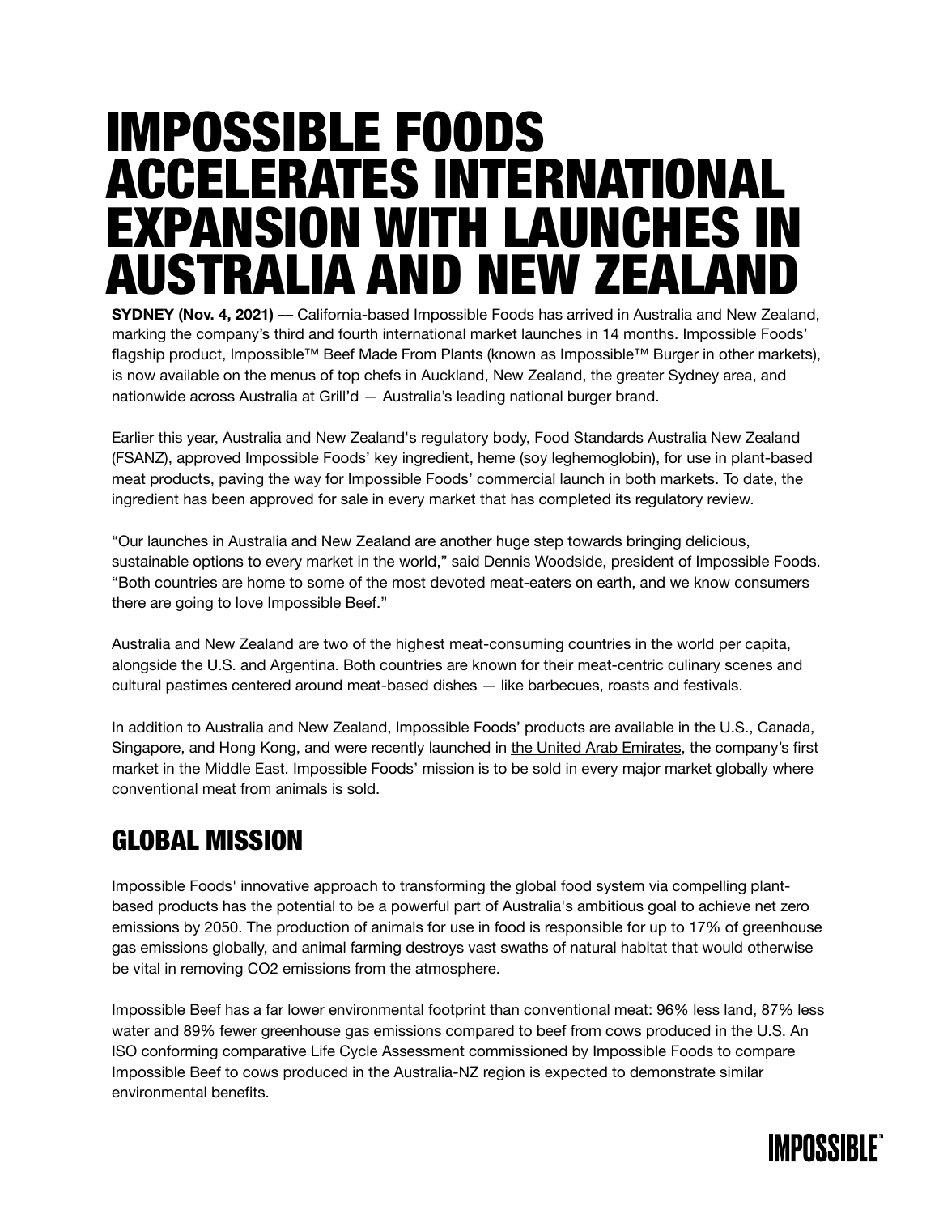# IMPOSSIBLE FOODS ACCELERATES INTERNATIONAL EXPANSION WITH LAUNCHES IN AUSTRALIA AND NEW ZEALAND

**SYDNEY (Nov. 4, 2021)** — California-based Impossible Foods has arrived in Australia and New Zealand, marking the company's third and fourth international market launches in 14 months. Impossible Foods' flagship product, Impossible™ Beef Made From Plants (known as Impossible™ Burger in other markets), is now available on the menus of top chefs in Auckland, New Zealand, the greater Sydney area, and nationwide across Australia at Grill'd — Australia's leading national burger brand.

Earlier this year, Australia and New Zealand's regulatory body, Food Standards Australia New Zealand (FSANZ), approved Impossible Foods' key ingredient, heme (soy leghemoglobin), for use in plant-based meat products, paving the way for Impossible Foods' commercial launch in both markets. To date, the ingredient has been approved for sale in every market that has completed its regulatory review.

"Our launches in Australia and New Zealand are another huge step towards bringing delicious, sustainable options to every market in the world," said Dennis Woodside, president of Impossible Foods. "Both countries are home to some of the most devoted meat-eaters on earth, and we know consumers there are going to love Impossible Beef."

Australia and New Zealand are two of the highest meat-consuming countries in the world per capita, alongside the U.S. and Argentina. Both countries are known for their meat-centric culinary scenes and cultural pastimes centered around meat-based dishes — like barbecues, roasts and festivals.

In addition to Australia and New Zealand, Impossible Foods' products are available in the U.S., Canada, Singapore, and Hong Kong, and were recently launched in the United Arab Emirates, the company's first market in the Middle East. Impossible Foods' mission is to be sold in every major market globally where conventional meat from animals is sold.

## GLOBAL MISSION

Impossible Foods' innovative approach to transforming the global food system via compelling plant-based products has the potential to be a powerful part of Australia's ambitious goal to achieve net zero emissions by 2050. The production of animals for use in food is responsible for up to 17% of greenhouse gas emissions globally, and animal farming destroys vast swaths of natural habitat that would otherwise be vital in removing $CO_2$ emissions from the atmosphere.

Impossible Beef has a far lower environmental footprint than conventional meat: 96% less land, 87% less water and 89% fewer greenhouse gas emissions compared to beef from cows produced in the U.S. An ISO conforming comparative Life Cycle Assessment commissioned by Impossible Foods to compare Impossible Beef to cows produced in the Australia-NZ region is expected to demonstrate similar environmental benefits.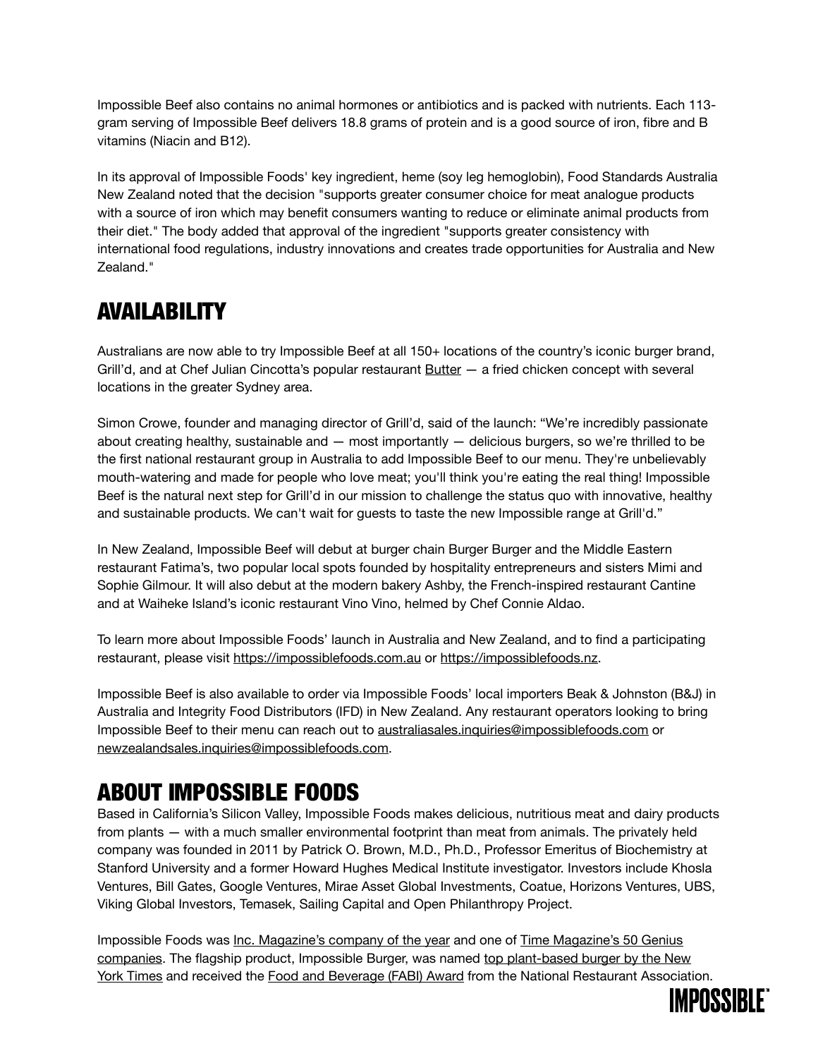Impossible Beef also contains no animal hormones or antibiotics and is packed with nutrients. Each 113-gram serving of Impossible Beef delivers 18.8 grams of protein and is a good source of iron, fibre and B vitamins (Niacin and B12).

In its approval of Impossible Foods' key ingredient, heme (soy leg hemoglobin), Food Standards Australia New Zealand noted that the decision "supports greater consumer choice for meat analogue products with a source of iron which may benefit consumers wanting to reduce or eliminate animal products from their diet." The body added that approval of the ingredient "supports greater consistency with international food regulations, industry innovations and creates trade opportunities for Australia and New Zealand."

## AVAILABILITY

Australians are now able to try Impossible Beef at all 150+ locations of the country's iconic burger brand, Grill'd, and at Chef Julian Cincotta's popular restaurant Butter — a fried chicken concept with several locations in the greater Sydney area.

Simon Crowe, founder and managing director of Grill'd, said of the launch: "We're incredibly passionate about creating healthy, sustainable and — most importantly — delicious burgers, so we're thrilled to be the first national restaurant group in Australia to add Impossible Beef to our menu. They're unbelievably mouth-watering and made for people who love meat; you'll think you're eating the real thing! Impossible Beef is the natural next step for Grill'd in our mission to challenge the status quo with innovative, healthy and sustainable products. We can't wait for guests to taste the new Impossible range at Grill'd."

In New Zealand, Impossible Beef will debut at burger chain Burger Burger and the Middle Eastern restaurant Fatima's, two popular local spots founded by hospitality entrepreneurs and sisters Mimi and Sophie Gilmour. It will also debut at the modern bakery Ashby, the French-inspired restaurant Cantine and at Waiheke Island's iconic restaurant Vino Vino, helmed by Chef Connie Aldao.

To learn more about Impossible Foods' launch in Australia and New Zealand, and to find a participating restaurant, please visit https://impossiblefoods.com.au or https://impossiblefoods.nz.

Impossible Beef is also available to order via Impossible Foods' local importers Beak & Johnston (B&J) in Australia and Integrity Food Distributors (IFD) in New Zealand. Any restaurant operators looking to bring Impossible Beef to their menu can reach out to australiasales.inquiries@impossiblefoods.com or newzealandsales.inquiries@impossiblefoods.com.

## ABOUT IMPOSSIBLE FOODS

Based in California's Silicon Valley, Impossible Foods makes delicious, nutritious meat and dairy products from plants — with a much smaller environmental footprint than meat from animals. The privately held company was founded in 2011 by Patrick O. Brown, M.D., Ph.D., Professor Emeritus of Biochemistry at Stanford University and a former Howard Hughes Medical Institute investigator. Investors include Khosla Ventures, Bill Gates, Google Ventures, Mirae Asset Global Investments, Coatue, Horizons Ventures, UBS, Viking Global Investors, Temasek, Sailing Capital and Open Philanthropy Project.

Impossible Foods was Inc. Magazine's company of the year and one of Time Magazine's 50 Genius companies. The flagship product, Impossible Burger, was named top plant-based burger by the New York Times and received the Food and Beverage (FABI) Award from the National Restaurant Association.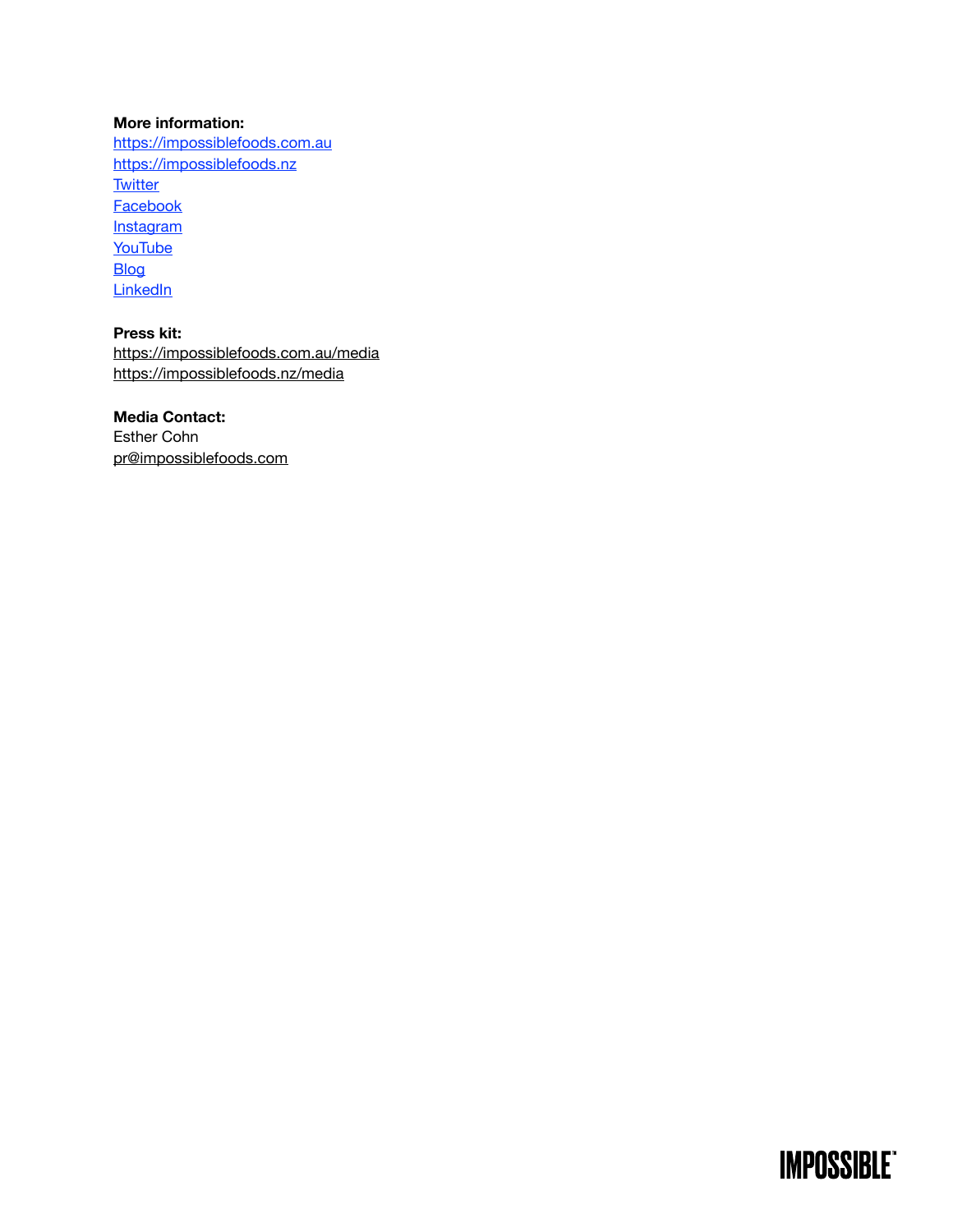**More information:**
https://impossiblefoods.com.au
https://impossiblefoods.nz
Twitter
Facebook
Instagram
YouTube
Blog
LinkedIn

**Press kit:**
https://impossiblefoods.com.au/media
https://impossiblefoods.nz/media

**Media Contact:**
Esther Cohn
pr@impossiblefoods.com